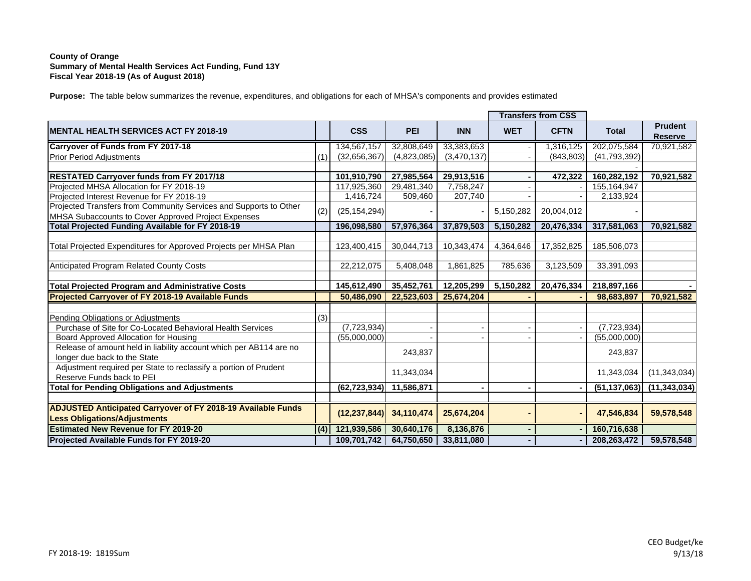**County of Orange**
**Summary of Mental Health Services Act Funding, Fund 13Y**
**Fiscal Year 2018-19 (As of August 2018)**

**Purpose:** The table below summarizes the revenue, expenditures, and obligations for each of MHSA's components and provides estimated

| | | | | | Transfers from CSS | | | |
|---|---|---|---|---|---|---|---|---|
| **MENTAL HEALTH SERVICES ACT FY 2018-19** | | **CSS** | **PEI** | **INN** | **WET** | **CFTN** | **Total** | **Prudent Reserve** |
| **Carryover of Funds from FY 2017-18** | | 134,567,157 | 32,808,649 | 33,383,653 | - | 1,316,125 | 202,075,584 | 70,921,582 |
| Prior Period Adjustments | (1) | (32,656,367) | (4,823,085) | (3,470,137) | - | (843,803) | (41,793,392) | |
| | | | | | | | - | |
| **RESTATED Carryover funds from FY 2017/18** | | **101,910,790** | **27,985,564** | **29,913,516** | **-** | **472,322** | **160,282,192** | **70,921,582** |
| Projected MHSA Allocation for FY 2018-19 | | 117,925,360 | 29,481,340 | 7,758,247 | - | - | 155,164,947 | |
| Projected Interest Revenue for FY 2018-19 | | 1,416,724 | 509,460 | 207,740 | - | - | 2,133,924 | |
| Projected Transfers from Community Services and Supports to Other MHSA Subaccounts to Cover Approved Project Expenses | (2) | (25,154,294) | - | - | 5,150,282 | 20,004,012 | - | |
| **Total Projected Funding Available for FY 2018-19** | | **196,098,580** | **57,976,364** | **37,879,503** | **5,150,282** | **20,476,334** | **317,581,063** | **70,921,582** |
| | | | | | | | | |
| Total Projected Expenditures for Approved Projects per MHSA Plan | | 123,400,415 | 30,044,713 | 10,343,474 | 4,364,646 | 17,352,825 | 185,506,073 | |
| | | | | | | | | |
| Anticipated Program Related County Costs | | 22,212,075 | 5,408,048 | 1,861,825 | 785,636 | 3,123,509 | 33,391,093 | |
| | | | | | | | | |
| **Total Projected Program and Administrative Costs** | | **145,612,490** | **35,452,761** | **12,205,299** | **5,150,282** | **20,476,334** | **218,897,166** | **-** |
| **Projected Carryover of FY 2018-19 Available Funds** | | **50,486,090** | **22,523,603** | **25,674,204** | **-** | **-** | **98,683,897** | **70,921,582** |
| | | | | | | | | |
| Pending Obligations or Adjustments | (3) | | | | | | | |
| Purchase of Site for Co-Located Behavioral Health Services | | (7,723,934) | - | - | - | - | (7,723,934) | |
| Board Approved Allocation for Housing | | (55,000,000) | | - | - | - | (55,000,000) | |
| Release of amount held in liability account which per AB114 are no longer due back to the State | | | 243,837 | | | | 243,837 | |
| Adjustment required per State to reclassify a portion of Prudent Reserve Funds back to PEI | | | 11,343,034 | | | | 11,343,034 | (11,343,034) |
| **Total for Pending Obligations and Adjustments** | | **(62,723,934)** | **11,586,871** | **-** | **-** | **-** | **(51,137,063)** | **(11,343,034)** |
| | | | | | | | | |
| **ADJUSTED Anticipated Carryover of FY 2018-19 Available Funds Less Obligations/Adjustments** | | **(12,237,844)** | **34,110,474** | **25,674,204** | **-** | **-** | **47,546,834** | **59,578,548** |
| **Estimated New Revenue for FY 2019-20** | **(4)** | **121,939,586** | **30,640,176** | **8,136,876** | **-** | **-** | **160,716,638** | |
| **Projected Available Funds for FY 2019-20** | | **109,701,742** | **64,750,650** | **33,811,080** | **-** | **-** | **208,263,472** | **59,578,548** |

FY 2018-19: 1819Sum

CEO Budget/ke
9/13/18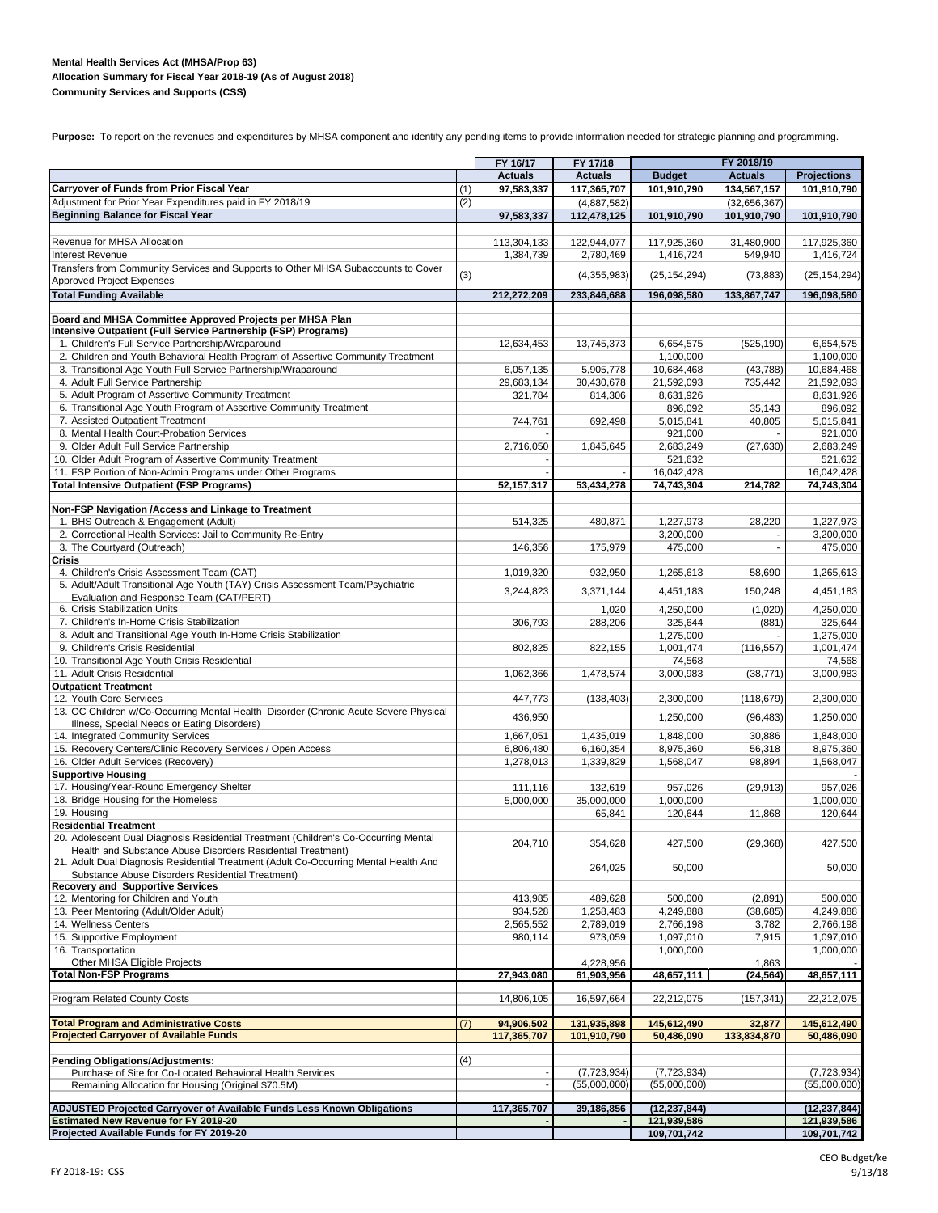**Mental Health Services Act (MHSA/Prop 63)**
**Allocation Summary for Fiscal Year 2018-19 (As of August 2018)**
**Community Services and Supports (CSS)**

**Purpose:** To report on the revenues and expenditures by MHSA component and identify any pending items to provide information needed for strategic planning and programming.

| | | FY 16/17 | FY 17/18 | FY 2018/19 | | |
|---|---|---|---|---|---|---|
| | | **Actuals** | **Actuals** | **Budget** | **Actuals** | **Projections** |
| **Carryover of Funds from Prior Fiscal Year** | (1) | **97,583,337** | **117,365,707** | **101,910,790** | **134,567,157** | **101,910,790** |
| Adjustment for Prior Year Expenditures paid in FY 2018/19 | (2) | | (4,887,582) | | (32,656,367) | |
| **Beginning Balance for Fiscal Year** | | **97,583,337** | **112,478,125** | **101,910,790** | **101,910,790** | **101,910,790** |
| | | | | | | |
| Revenue for MHSA Allocation | | 113,304,133 | 122,944,077 | 117,925,360 | 31,480,900 | 117,925,360 |
| Interest Revenue | | 1,384,739 | 2,780,469 | 1,416,724 | 549,940 | 1,416,724 |
| Transfers from Community Services and Supports to Other MHSA Subaccounts to Cover Approved Project Expenses | (3) | | (4,355,983) | (25,154,294) | (73,883) | (25,154,294) |
| **Total Funding Available** | | **212,272,209** | **233,846,688** | **196,098,580** | **133,867,747** | **196,098,580** |
| | | | | | | |
| **Board and MHSA Committee Approved Projects per MHSA Plan** | | | | | | |
| **Intensive Outpatient (Full Service Partnership (FSP) Programs)** | | | | | | |
| 1. Children's Full Service Partnership/Wraparound | | 12,634,453 | 13,745,373 | 6,654,575 | (525,190) | 6,654,575 |
| 2. Children and Youth Behavioral Health Program of Assertive Community Treatment | | | | 1,100,000 | | 1,100,000 |
| 3. Transitional Age Youth Full Service Partnership/Wraparound | | 6,057,135 | 5,905,778 | 10,684,468 | (43,788) | 10,684,468 |
| 4. Adult Full Service Partnership | | 29,683,134 | 30,430,678 | 21,592,093 | 735,442 | 21,592,093 |
| 5. Adult Program of Assertive Community Treatment | | 321,784 | 814,306 | 8,631,926 | | 8,631,926 |
| 6. Transitional Age Youth Program of Assertive Community Treatment | | | | 896,092 | 35,143 | 896,092 |
| 7. Assisted Outpatient Treatment | | 744,761 | 692,498 | 5,015,841 | 40,805 | 5,015,841 |
| 8. Mental Health Court-Probation Services | | | | 921,000 | - | 921,000 |
| 9. Older Adult Full Service Partnership | | 2,716,050 | 1,845,645 | 2,683,249 | (27,630) | 2,683,249 |
| 10. Older Adult Program of Assertive Community Treatment | | - | | 521,632 | | 521,632 |
| 11. FSP Portion of Non-Admin Programs under Other Programs | | - | - | 16,042,428 | | 16,042,428 |
| **Total Intensive Outpatient (FSP Programs)** | | **52,157,317** | **53,434,278** | **74,743,304** | **214,782** | **74,743,304** |
| | | | | | | |
| **Non-FSP Navigation /Access and Linkage to Treatment** | | | | | | |
| 1. BHS Outreach & Engagement (Adult) | | 514,325 | 480,871 | 1,227,973 | 28,220 | 1,227,973 |
| 2. Correctional Health Services: Jail to Community Re-Entry | | | | 3,200,000 | - | 3,200,000 |
| 3. The Courtyard (Outreach) | | 146,356 | 175,979 | 475,000 | - | 475,000 |
| **Crisis** | | | | | | |
| 4. Children's Crisis Assessment Team (CAT) | | 1,019,320 | 932,950 | 1,265,613 | 58,690 | 1,265,613 |
| 5. Adult/Adult Transitional Age Youth (TAY) Crisis Assessment Team/Psychiatric Evaluation and Response Team (CAT/PERT) | | 3,244,823 | 3,371,144 | 4,451,183 | 150,248 | 4,451,183 |
| 6. Crisis Stabilization Units | | | 1,020 | 4,250,000 | (1,020) | 4,250,000 |
| 7. Children's In-Home Crisis Stabilization | | 306,793 | 288,206 | 325,644 | (881) | 325,644 |
| 8. Adult and Transitional Age Youth In-Home Crisis Stabilization | | | | 1,275,000 | - | 1,275,000 |
| 9. Children's Crisis Residential | | 802,825 | 822,155 | 1,001,474 | (116,557) | 1,001,474 |
| 10. Transitional Age Youth Crisis Residential | | | | 74,568 | | 74,568 |
| 11. Adult Crisis Residential | | 1,062,366 | 1,478,574 | 3,000,983 | (38,771) | 3,000,983 |
| **Outpatient Treatment** | | | | | | |
| 12. Youth Core Services | | 447,773 | (138,403) | 2,300,000 | (118,679) | 2,300,000 |
| 13. OC Children w/Co-Occurring Mental Health Disorder (Chronic Acute Severe Physical Illness, Special Needs or Eating Disorders) | | 436,950 | | 1,250,000 | (96,483) | 1,250,000 |
| 14. Integrated Community Services | | 1,667,051 | 1,435,019 | 1,848,000 | 30,886 | 1,848,000 |
| 15. Recovery Centers/Clinic Recovery Services / Open Access | | 6,806,480 | 6,160,354 | 8,975,360 | 56,318 | 8,975,360 |
| 16. Older Adult Services (Recovery) | | 1,278,013 | 1,339,829 | 1,568,047 | 98,894 | 1,568,047 |
| **Supportive Housing** | | | | | | - |
| 17. Housing/Year-Round Emergency Shelter | | 111,116 | 132,619 | 957,026 | (29,913) | 957,026 |
| 18. Bridge Housing for the Homeless | | 5,000,000 | 35,000,000 | 1,000,000 | | 1,000,000 |
| 19. Housing | | | 65,841 | 120,644 | 11,868 | 120,644 |
| **Residential Treatment** | | | | | | |
| 20. Adolescent Dual Diagnosis Residential Treatment (Children's Co-Occurring Mental Health and Substance Abuse Disorders Residential Treatment) | | 204,710 | 354,628 | 427,500 | (29,368) | 427,500 |
| 21. Adult Dual Diagnosis Residential Treatment (Adult Co-Occurring Mental Health And Substance Abuse Disorders Residential Treatment) | | | 264,025 | 50,000 | | 50,000 |
| **Recovery and Supportive Services** | | | | | | |
| 12. Mentoring for Children and Youth | | 413,985 | 489,628 | 500,000 | (2,891) | 500,000 |
| 13. Peer Mentoring (Adult/Older Adult) | | 934,528 | 1,258,483 | 4,249,888 | (38,685) | 4,249,888 |
| 14. Wellness Centers | | 2,565,552 | 2,789,019 | 2,766,198 | 3,782 | 2,766,198 |
| 15. Supportive Employment | | 980,114 | 973,059 | 1,097,010 | 7,915 | 1,097,010 |
| 16. Transportation | | | | 1,000,000 | | 1,000,000 |
| Other MHSA Eligible Projects | | | 4,228,956 | | 1,863 | - |
| **Total Non-FSP Programs** | | **27,943,080** | **61,903,956** | **48,657,111** | **(24,564)** | **48,657,111** |
| | | | | | | |
| Program Related County Costs | | 14,806,105 | 16,597,664 | 22,212,075 | (157,341) | 22,212,075 |
| | | | | | | |
| **Total Program and Administrative Costs** | (7) | **94,906,502** | **131,935,898** | **145,612,490** | **32,877** | **145,612,490** |
| **Projected Carryover of Available Funds** | | **117,365,707** | **101,910,790** | **50,486,090** | **133,834,870** | **50,486,090** |
| | | | | | | |
| **Pending Obligations/Adjustments:** | (4) | | | | | |
| Purchase of Site for Co-Located Behavioral Health Services | | - | (7,723,934) | (7,723,934) | | (7,723,934) |
| Remaining Allocation for Housing (Original $70.5M) | | - | (55,000,000) | (55,000,000) | | (55,000,000) |
| | | | | | | |
| **ADJUSTED Projected Carryover of Available Funds Less Known Obligations** | | **117,365,707** | **39,186,856** | **(12,237,844)** | | **(12,237,844)** |
| **Estimated New Revenue for FY 2019-20** | | **-** | **-** | **121,939,586** | | **121,939,586** |
| **Projected Available Funds for FY 2019-20** | | | | **109,701,742** | | **109,701,742** |

FY 2018-19: CSS

CEO Budget/ke
9/13/18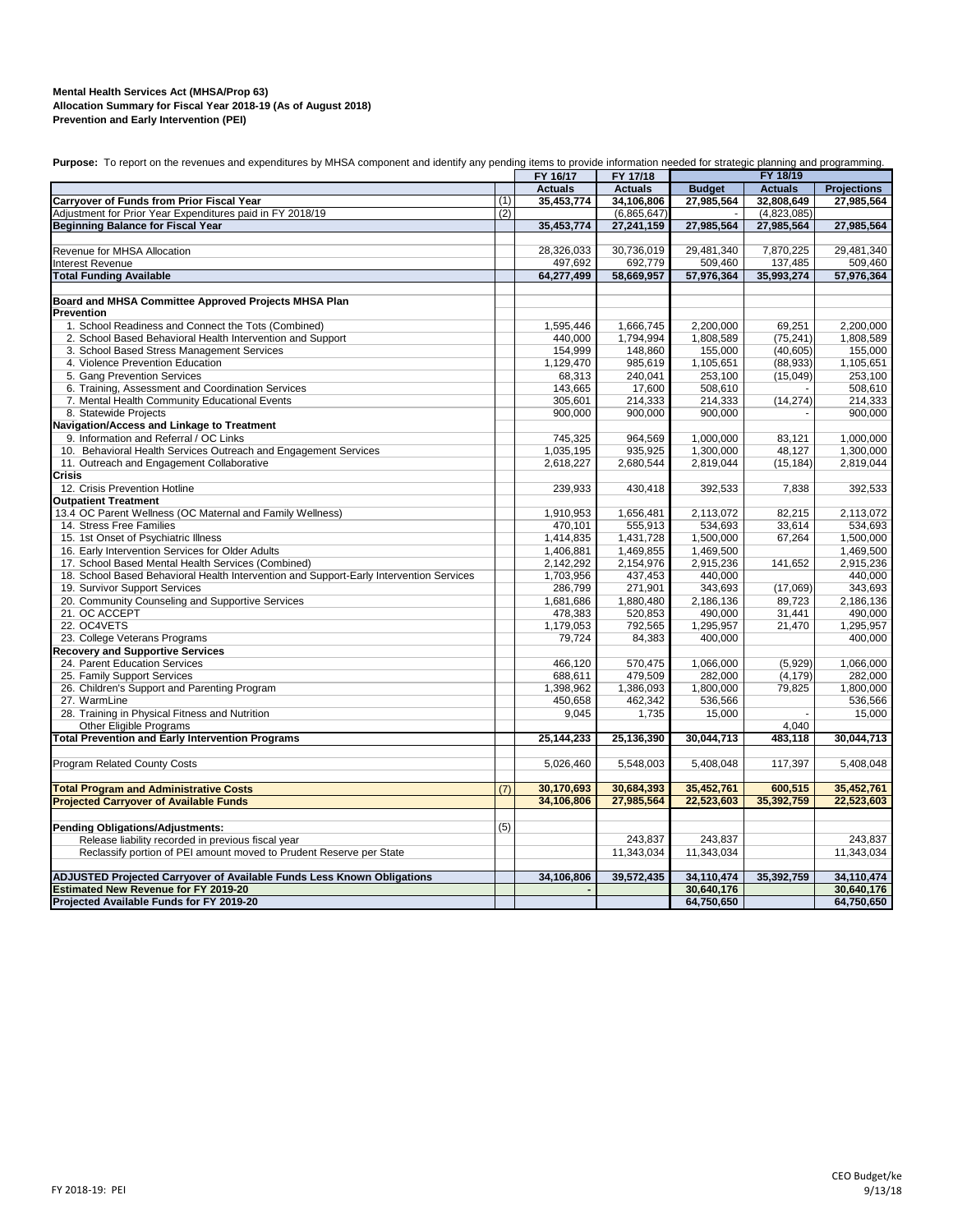**Mental Health Services Act (MHSA/Prop 63)**
**Allocation Summary for Fiscal Year 2018-19 (As of August 2018)**
**Prevention and Early Intervention (PEI)**

**Purpose:** To report on the revenues and expenditures by MHSA component and identify any pending items to provide information needed for strategic planning and programming.

| | | FY 16/17 | FY 17/18 | FY 18/19 | | |
|---|---|---|---|---|---|---|
| | | **Actuals** | **Actuals** | **Budget** | **Actuals** | **Projections** |
| **Carryover of Funds from Prior Fiscal Year** | (1) | 35,453,774 | 34,106,806 | 27,985,564 | 32,808,649 | 27,985,564 |
| Adjustment for Prior Year Expenditures paid in FY 2018/19 | (2) | | (6,865,647) | - | (4,823,085) | |
| **Beginning Balance for Fiscal Year** | | 35,453,774 | 27,241,159 | 27,985,564 | 27,985,564 | 27,985,564 |
| | | | | | | |
| Revenue for MHSA Allocation | | 28,326,033 | 30,736,019 | 29,481,340 | 7,870,225 | 29,481,340 |
| Interest Revenue | | 497,692 | 692,779 | 509,460 | 137,485 | 509,460 |
| **Total Funding Available** | | 64,277,499 | 58,669,957 | 57,976,364 | 35,993,274 | 57,976,364 |
| | | | | | | |
| **Board and MHSA Committee Approved Projects MHSA Plan** | | | | | | |
| **Prevention** | | | | | | |
| 1. School Readiness and Connect the Tots (Combined) | | 1,595,446 | 1,666,745 | 2,200,000 | 69,251 | 2,200,000 |
| 2. School Based Behavioral Health Intervention and Support | | 440,000 | 1,794,994 | 1,808,589 | (75,241) | 1,808,589 |
| 3. School Based Stress Management Services | | 154,999 | 148,860 | 155,000 | (40,605) | 155,000 |
| 4. Violence Prevention Education | | 1,129,470 | 985,619 | 1,105,651 | (88,933) | 1,105,651 |
| 5. Gang Prevention Services | | 68,313 | 240,041 | 253,100 | (15,049) | 253,100 |
| 6. Training, Assessment and Coordination Services | | 143,665 | 17,600 | 508,610 | - | 508,610 |
| 7. Mental Health Community Educational Events | | 305,601 | 214,333 | 214,333 | (14,274) | 214,333 |
| 8. Statewide Projects | | 900,000 | 900,000 | 900,000 | - | 900,000 |
| **Navigation/Access and Linkage to Treatment** | | | | | | |
| 9. Information and Referral / OC Links | | 745,325 | 964,569 | 1,000,000 | 83,121 | 1,000,000 |
| 10. Behavioral Health Services Outreach and Engagement Services | | 1,035,195 | 935,925 | 1,300,000 | 48,127 | 1,300,000 |
| 11. Outreach and Engagement Collaborative | | 2,618,227 | 2,680,544 | 2,819,044 | (15,184) | 2,819,044 |
| **Crisis** | | | | | | |
| 12. Crisis Prevention Hotline | | 239,933 | 430,418 | 392,533 | 7,838 | 392,533 |
| **Outpatient Treatment** | | | | | | |
| 13.4 OC Parent Wellness (OC Maternal and Family Wellness) | | 1,910,953 | 1,656,481 | 2,113,072 | 82,215 | 2,113,072 |
| 14. Stress Free Families | | 470,101 | 555,913 | 534,693 | 33,614 | 534,693 |
| 15. 1st Onset of Psychiatric Illness | | 1,414,835 | 1,431,728 | 1,500,000 | 67,264 | 1,500,000 |
| 16. Early Intervention Services for Older Adults | | 1,406,881 | 1,469,855 | 1,469,500 | | 1,469,500 |
| 17. School Based Mental Health Services (Combined) | | 2,142,292 | 2,154,976 | 2,915,236 | 141,652 | 2,915,236 |
| 18. School Based Behavioral Health Intervention and Support-Early Intervention Services | | 1,703,956 | 437,453 | 440,000 | | 440,000 |
| 19. Survivor Support Services | | 286,799 | 271,901 | 343,693 | (17,069) | 343,693 |
| 20. Community Counseling and Supportive Services | | 1,681,686 | 1,880,480 | 2,186,136 | 89,723 | 2,186,136 |
| 21. OC ACCEPT | | 478,383 | 520,853 | 490,000 | 31,441 | 490,000 |
| 22. OC4VETS | | 1,179,053 | 792,565 | 1,295,957 | 21,470 | 1,295,957 |
| 23. College Veterans Programs | | 79,724 | 84,383 | 400,000 | | 400,000 |
| **Recovery and Supportive Services** | | | | | | |
| 24. Parent Education Services | | 466,120 | 570,475 | 1,066,000 | (5,929) | 1,066,000 |
| 25. Family Support Services | | 688,611 | 479,509 | 282,000 | (4,179) | 282,000 |
| 26. Children's Support and Parenting Program | | 1,398,962 | 1,386,093 | 1,800,000 | 79,825 | 1,800,000 |
| 27. WarmLine | | 450,658 | 462,342 | 536,566 | | 536,566 |
| 28. Training in Physical Fitness and Nutrition | | 9,045 | 1,735 | 15,000 | - | 15,000 |
| Other Eligible Programs | | | | | 4,040 | |
| **Total Prevention and Early Intervention Programs** | | 25,144,233 | 25,136,390 | 30,044,713 | 483,118 | 30,044,713 |
| | | | | | | |
| Program Related County Costs | | 5,026,460 | 5,548,003 | 5,408,048 | 117,397 | 5,408,048 |
| | | | | | | |
| **Total Program and Administrative Costs** | (7) | 30,170,693 | 30,684,393 | 35,452,761 | 600,515 | 35,452,761 |
| **Projected Carryover of Available Funds** | | 34,106,806 | 27,985,564 | 22,523,603 | 35,392,759 | 22,523,603 |
| | | | | | | |
| **Pending Obligations/Adjustments:** | (5) | | | | | |
| Release liability recorded in previous fiscal year | | | 243,837 | 243,837 | | 243,837 |
| Reclassify portion of PEI amount moved to Prudent Reserve per State | | | 11,343,034 | 11,343,034 | | 11,343,034 |
| | | | | | | |
| **ADJUSTED Projected Carryover of Available Funds Less Known Obligations** | | 34,106,806 | 39,572,435 | 34,110,474 | 35,392,759 | 34,110,474 |
| **Estimated New Revenue for FY 2019-20** | | - | | 30,640,176 | | 30,640,176 |
| **Projected Available Funds for FY 2019-20** | | | | 64,750,650 | | 64,750,650 |

FY 2018-19: PEI

CEO Budget/ke
9/13/18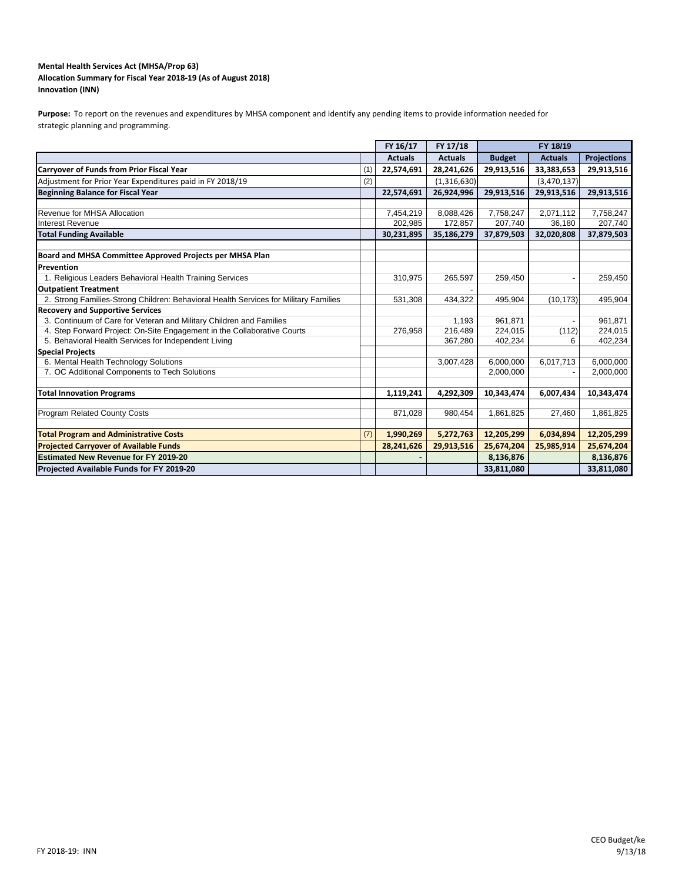**Mental Health Services Act (MHSA/Prop 63)**
**Allocation Summary for Fiscal Year 2018-19 (As of August 2018)**
**Innovation (INN)**

**Purpose:** To report on the revenues and expenditures by MHSA component and identify any pending items to provide information needed for strategic planning and programming.

| | | FY 16/17 | FY 17/18 | FY 18/19 | | |
|---|---|---|---|---|---|---|
| | | **Actuals** | **Actuals** | **Budget** | **Actuals** | **Projections** |
| **Carryover of Funds from Prior Fiscal Year** | (1) | **22,574,691** | **28,241,626** | **29,913,516** | **33,383,653** | **29,913,516** |
| Adjustment for Prior Year Expenditures paid in FY 2018/19 | (2) | | (1,316,630) | | (3,470,137) | |
| **Beginning Balance for Fiscal Year** | | **22,574,691** | **26,924,996** | **29,913,516** | **29,913,516** | **29,913,516** |
| Revenue for MHSA Allocation | | 7,454,219 | 8,088,426 | 7,758,247 | 2,071,112 | 7,758,247 |
| Interest Revenue | | 202,985 | 172,857 | 207,740 | 36,180 | 207,740 |
| **Total Funding Available** | | **30,231,895** | **35,186,279** | **37,879,503** | **32,020,808** | **37,879,503** |
| **Board and MHSA Committee Approved Projects per MHSA Plan** | | | | | | |
| **Prevention** | | | | | | |
| 1. Religious Leaders Behavioral Health Training Services | | 310,975 | 265,597 | 259,450 | - | 259,450 |
| **Outpatient Treatment** | | | - | | | |
| 2. Strong Families-Strong Children: Behavioral Health Services for Military Families | | 531,308 | 434,322 | 495,904 | (10,173) | 495,904 |
| **Recovery and Supportive Services** | | | | | | |
| 3. Continuum of Care for Veteran and Military Children and Families | | | 1,193 | 961,871 | - | 961,871 |
| 4. Step Forward Project: On-Site Engagement in the Collaborative Courts | | 276,958 | 216,489 | 224,015 | (112) | 224,015 |
| 5. Behavioral Health Services for Independent Living | | | 367,280 | 402,234 | 6 | 402,234 |
| **Special Projects** | | | | | | |
| 6. Mental Health Technology Solutions | | | 3,007,428 | 6,000,000 | 6,017,713 | 6,000,000 |
| 7. OC Additional Components to Tech Solutions | | | | 2,000,000 | - | 2,000,000 |
| **Total Innovation Programs** | | **1,119,241** | **4,292,309** | **10,343,474** | **6,007,434** | **10,343,474** |
| Program Related County Costs | | 871,028 | 980,454 | 1,861,825 | 27,460 | 1,861,825 |
| **Total Program and Administrative Costs** | (7) | **1,990,269** | **5,272,763** | **12,205,299** | **6,034,894** | **12,205,299** |
| **Projected Carryover of Available Funds** | | **28,241,626** | **29,913,516** | **25,674,204** | **25,985,914** | **25,674,204** |
| **Estimated New Revenue for FY 2019-20** | | - | | **8,136,876** | | **8,136,876** |
| **Projected Available Funds for FY 2019-20** | | | | **33,811,080** | | **33,811,080** |

FY 2018-19: INN

CEO Budget/ke
9/13/18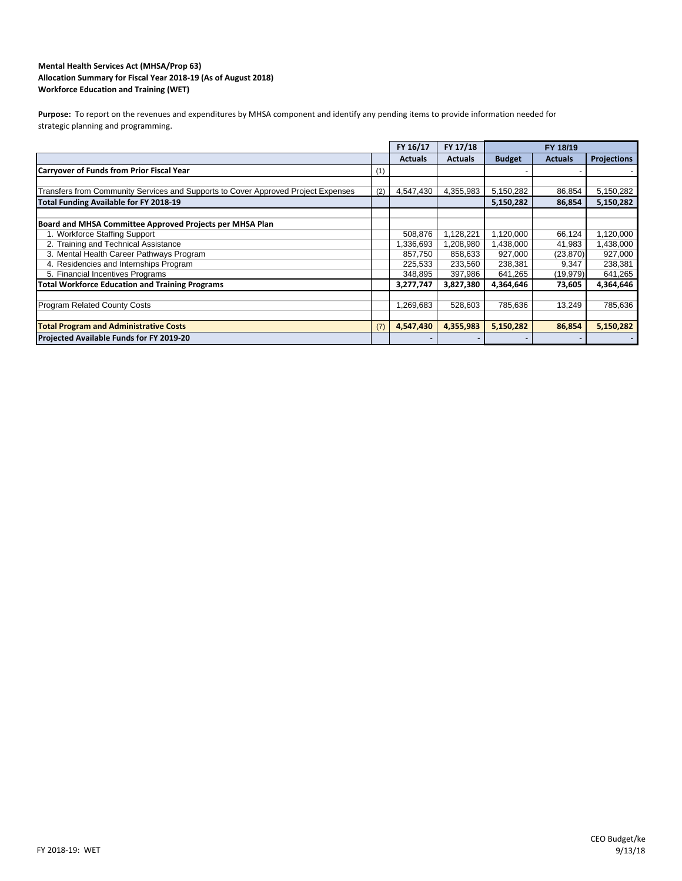**Mental Health Services Act (MHSA/Prop 63)**
**Allocation Summary for Fiscal Year 2018-19 (As of August 2018)**
**Workforce Education and Training (WET)**

**Purpose:** To report on the revenues and expenditures by MHSA component and identify any pending items to provide information needed for strategic planning and programming.

| | | FY 16/17 | FY 17/18 | FY 18/19 | | |
|---|---|---|---|---|---|---|
| | | **Actuals** | **Actuals** | **Budget** | **Actuals** | **Projections** |
| **Carryover of Funds from Prior Fiscal Year** | (1) | | | - | - | - |
| | | | | | | |
| Transfers from Community Services and Supports to Cover Approved Project Expenses | (2) | 4,547,430 | 4,355,983 | 5,150,282 | 86,854 | 5,150,282 |
| **Total Funding Available for FY 2018-19** | | | | **5,150,282** | **86,854** | **5,150,282** |
| | | | | | | |
| **Board and MHSA Committee Approved Projects per MHSA Plan** | | | | | | |
| 1. Workforce Staffing Support | | 508,876 | 1,128,221 | 1,120,000 | 66,124 | 1,120,000 |
| 2. Training and Technical Assistance | | 1,336,693 | 1,208,980 | 1,438,000 | 41,983 | 1,438,000 |
| 3. Mental Health Career Pathways Program | | 857,750 | 858,633 | 927,000 | (23,870) | 927,000 |
| 4. Residencies and Internships Program | | 225,533 | 233,560 | 238,381 | 9,347 | 238,381 |
| 5. Financial Incentives Programs | | 348,895 | 397,986 | 641,265 | (19,979) | 641,265 |
| **Total Workforce Education and Training Programs** | | **3,277,747** | **3,827,380** | **4,364,646** | **73,605** | **4,364,646** |
| | | | | | | |
| Program Related County Costs | | 1,269,683 | 528,603 | 785,636 | 13,249 | 785,636 |
| | | | | | | |
| **Total Program and Administrative Costs** | (7) | **4,547,430** | **4,355,983** | **5,150,282** | **86,854** | **5,150,282** |
| **Projected Available Funds for FY 2019-20** | | - | - | - | - | - |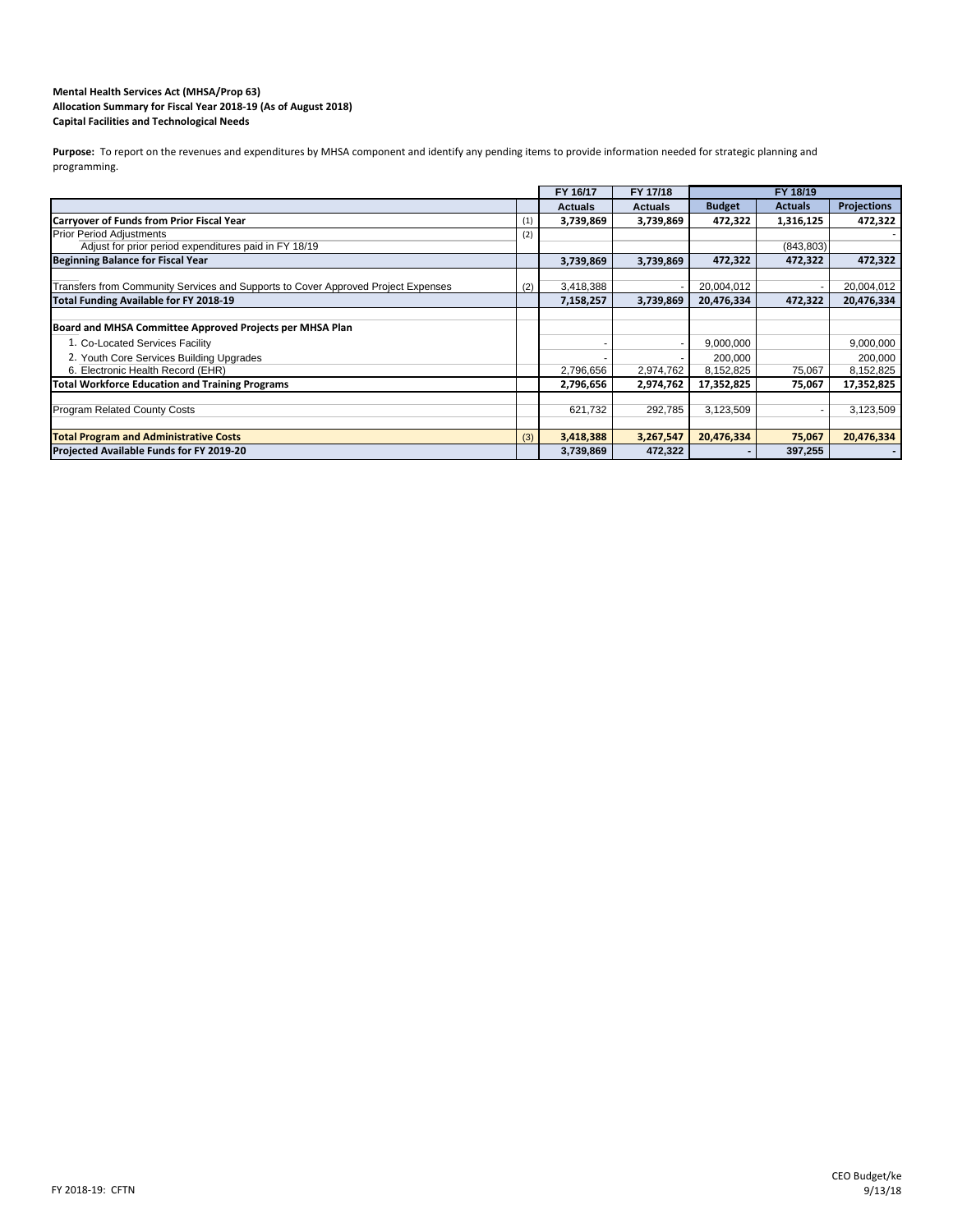**Mental Health Services Act (MHSA/Prop 63)**
**Allocation Summary for Fiscal Year 2018-19 (As of August 2018)**
**Capital Facilities and Technological Needs**

**Purpose:** To report on the revenues and expenditures by MHSA component and identify any pending items to provide information needed for strategic planning and programming.

| | | FY 16/17 | FY 17/18 | FY 18/19 | | |
|---|---|---|---|---|---|---|
| | | **Actuals** | **Actuals** | **Budget** | **Actuals** | **Projections** |
| **Carryover of Funds from Prior Fiscal Year** | (1) | **3,739,869** | **3,739,869** | **472,322** | **1,316,125** | **472,322** |
| Prior Period Adjustments | (2) | | | | | - |
| Adjust for prior period expenditures paid in FY 18/19 | | | | | (843,803) | |
| **Beginning Balance for Fiscal Year** | | **3,739,869** | **3,739,869** | **472,322** | **472,322** | **472,322** |
| Transfers from Community Services and Supports to Cover Approved Project Expenses | (2) | 3,418,388 | - | 20,004,012 | - | 20,004,012 |
| **Total Funding Available for FY 2018-19** | | **7,158,257** | **3,739,869** | **20,476,334** | **472,322** | **20,476,334** |
| **Board and MHSA Committee Approved Projects per MHSA Plan** | | | | | | |
| 1. Co-Located Services Facility | | - | - | 9,000,000 | | 9,000,000 |
| 2. Youth Core Services Building Upgrades | | - | - | 200,000 | | 200,000 |
| 6. Electronic Health Record (EHR) | | 2,796,656 | 2,974,762 | 8,152,825 | 75,067 | 8,152,825 |
| **Total Workforce Education and Training Programs** | | **2,796,656** | **2,974,762** | **17,352,825** | **75,067** | **17,352,825** |
| Program Related County Costs | | 621,732 | 292,785 | 3,123,509 | - | 3,123,509 |
| **Total Program and Administrative Costs** | (3) | **3,418,388** | **3,267,547** | **20,476,334** | **75,067** | **20,476,334** |
| **Projected Available Funds for FY 2019-20** | | **3,739,869** | **472,322** | **-** | **397,255** | **-** |

FY 2018-19: CFTN

CEO Budget/ke
9/13/18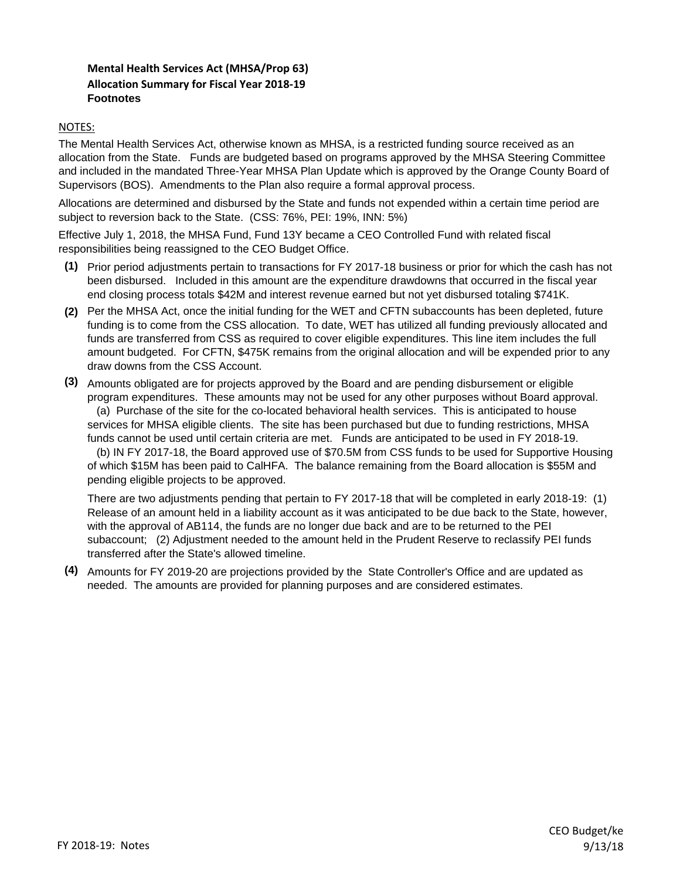**Mental Health Services Act (MHSA/Prop 63)**
**Allocation Summary for Fiscal Year 2018-19**
**Footnotes**

NOTES:

The Mental Health Services Act, otherwise known as MHSA, is a restricted funding source received as an allocation from the State. Funds are budgeted based on programs approved by the MHSA Steering Committee and included in the mandated Three-Year MHSA Plan Update which is approved by the Orange County Board of Supervisors (BOS). Amendments to the Plan also require a formal approval process.

Allocations are determined and disbursed by the State and funds not expended within a certain time period are subject to reversion back to the State. (CSS: 76%, PEI: 19%, INN: 5%)

Effective July 1, 2018, the MHSA Fund, Fund 13Y became a CEO Controlled Fund with related fiscal responsibilities being reassigned to the CEO Budget Office.

**(1)** Prior period adjustments pertain to transactions for FY 2017-18 business or prior for which the cash has not been disbursed. Included in this amount are the expenditure drawdowns that occurred in the fiscal year end closing process totals $42M and interest revenue earned but not yet disbursed totaling $741K.

**(2)** Per the MHSA Act, once the initial funding for the WET and CFTN subaccounts has been depleted, future funding is to come from the CSS allocation. To date, WET has utilized all funding previously allocated and funds are transferred from CSS as required to cover eligible expenditures. This line item includes the full amount budgeted. For CFTN, $475K remains from the original allocation and will be expended prior to any draw downs from the CSS Account.

**(3)** Amounts obligated are for projects approved by the Board and are pending disbursement or eligible program expenditures. These amounts may not be used for any other purposes without Board approval.

(a) Purchase of the site for the co-located behavioral health services. This is anticipated to house services for MHSA eligible clients. The site has been purchased but due to funding restrictions, MHSA funds cannot be used until certain criteria are met. Funds are anticipated to be used in FY 2018-19.

(b) IN FY 2017-18, the Board approved use of $70.5M from CSS funds to be used for Supportive Housing of which $15M has been paid to CalHFA. The balance remaining from the Board allocation is $55M and pending eligible projects to be approved.

There are two adjustments pending that pertain to FY 2017-18 that will be completed in early 2018-19: (1) Release of an amount held in a liability account as it was anticipated to be due back to the State, however, with the approval of AB114, the funds are no longer due back and are to be returned to the PEI subaccount; (2) Adjustment needed to the amount held in the Prudent Reserve to reclassify PEI funds transferred after the State's allowed timeline.

**(4)** Amounts for FY 2019-20 are projections provided by the State Controller's Office and are updated as needed. The amounts are provided for planning purposes and are considered estimates.

FY 2018-19: Notes

CEO Budget/ke
9/13/18